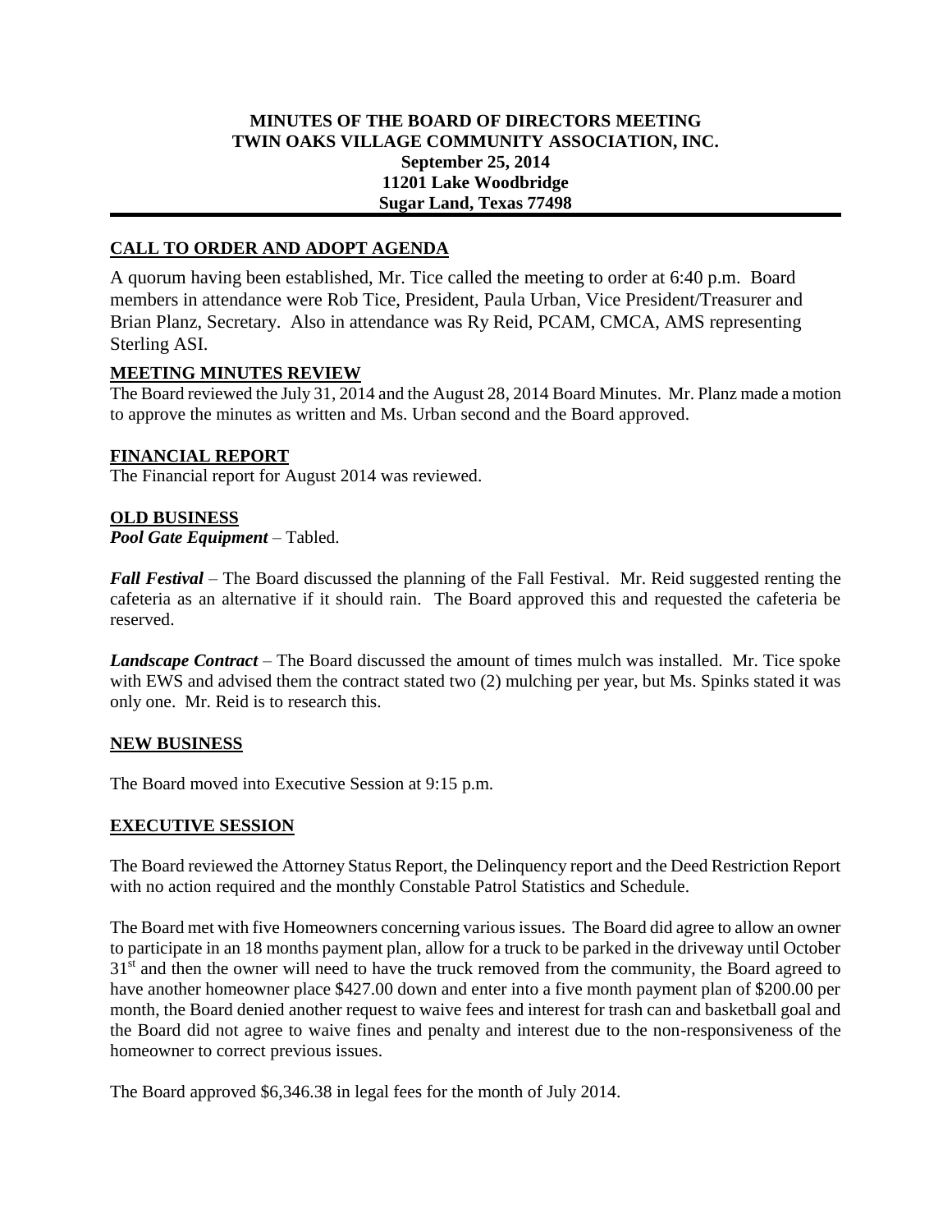**MINUTES OF THE BOARD OF DIRECTORS MEETING**
**TWIN OAKS VILLAGE COMMUNITY ASSOCIATION, INC.**
**September 25, 2014**
**11201 Lake Woodbridge**
**Sugar Land, Texas 77498**

## CALL TO ORDER AND ADOPT AGENDA

A quorum having been established, Mr. Tice called the meeting to order at 6:40 p.m. Board members in attendance were Rob Tice, President, Paula Urban, Vice President/Treasurer and Brian Planz, Secretary. Also in attendance was Ry Reid, PCAM, CMCA, AMS representing Sterling ASI.

## MEETING MINUTES REVIEW

The Board reviewed the July 31, 2014 and the August 28, 2014 Board Minutes. Mr. Planz made a motion to approve the minutes as written and Ms. Urban second and the Board approved.

## FINANCIAL REPORT

The Financial report for August 2014 was reviewed.

## OLD BUSINESS

***Pool Gate Equipment*** – Tabled.

***Fall Festival*** – The Board discussed the planning of the Fall Festival. Mr. Reid suggested renting the cafeteria as an alternative if it should rain. The Board approved this and requested the cafeteria be reserved.

***Landscape Contract*** – The Board discussed the amount of times mulch was installed. Mr. Tice spoke with EWS and advised them the contract stated two (2) mulching per year, but Ms. Spinks stated it was only one. Mr. Reid is to research this.

## NEW BUSINESS

The Board moved into Executive Session at 9:15 p.m.

## EXECUTIVE SESSION

The Board reviewed the Attorney Status Report, the Delinquency report and the Deed Restriction Report with no action required and the monthly Constable Patrol Statistics and Schedule.

The Board met with five Homeowners concerning various issues. The Board did agree to allow an owner to participate in an 18 months payment plan, allow for a truck to be parked in the driveway until October 31st and then the owner will need to have the truck removed from the community, the Board agreed to have another homeowner place $427.00 down and enter into a five month payment plan of $200.00 per month, the Board denied another request to waive fees and interest for trash can and basketball goal and the Board did not agree to waive fines and penalty and interest due to the non-responsiveness of the homeowner to correct previous issues.

The Board approved $6,346.38 in legal fees for the month of July 2014.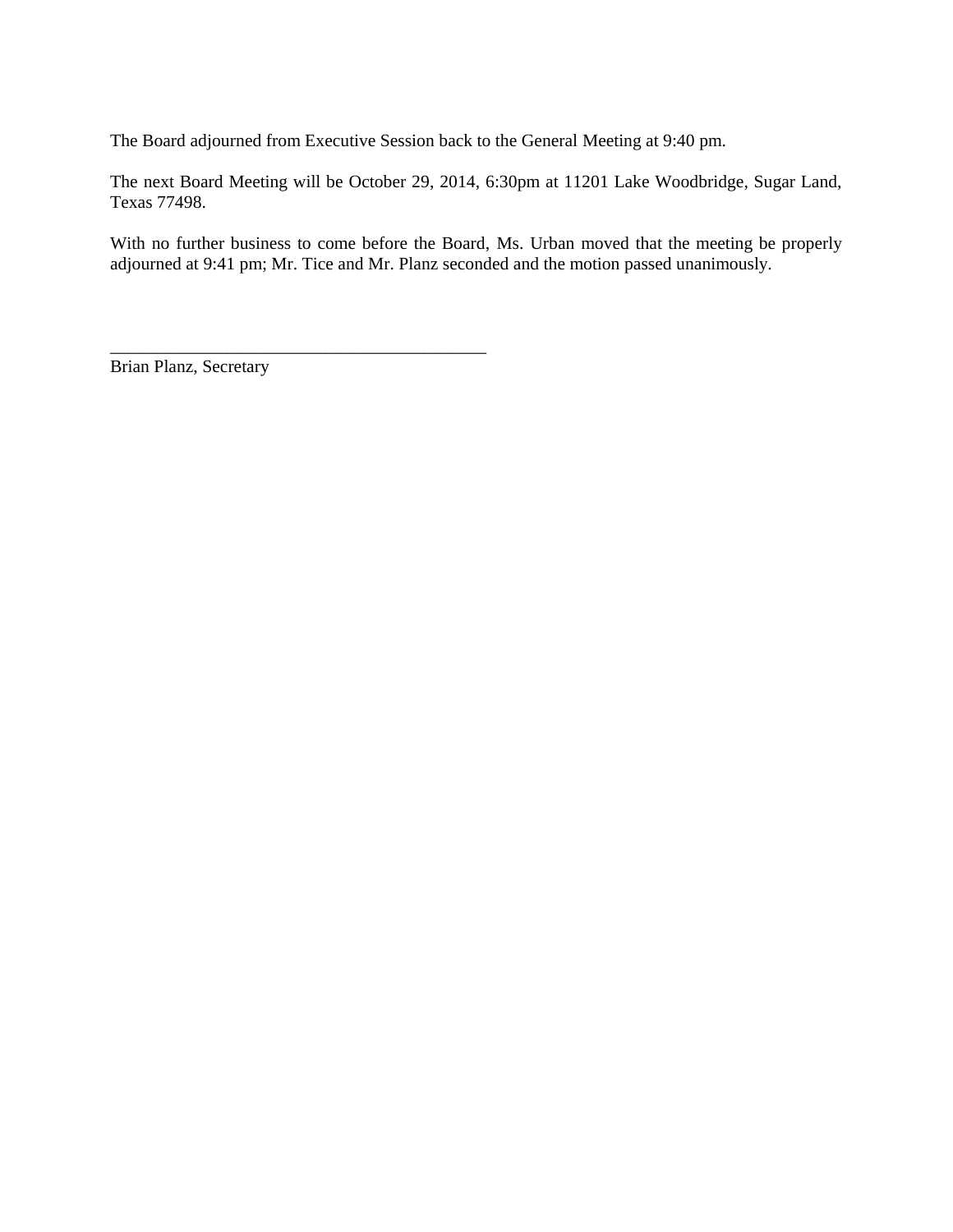The Board adjourned from Executive Session back to the General Meeting at 9:40 pm.

The next Board Meeting will be October 29, 2014, 6:30pm at 11201 Lake Woodbridge, Sugar Land, Texas 77498.

With no further business to come before the Board, Ms. Urban moved that the meeting be properly adjourned at 9:41 pm; Mr. Tice and Mr. Planz seconded and the motion passed unanimously.

\_\_\_\_\_\_\_\_\_\_\_\_\_\_\_\_\_\_\_\_\_\_\_\_\_\_\_\_\_\_\_\_\_\_\_\_\_\_\_\_\_\_\_\_

Brian Planz, Secretary